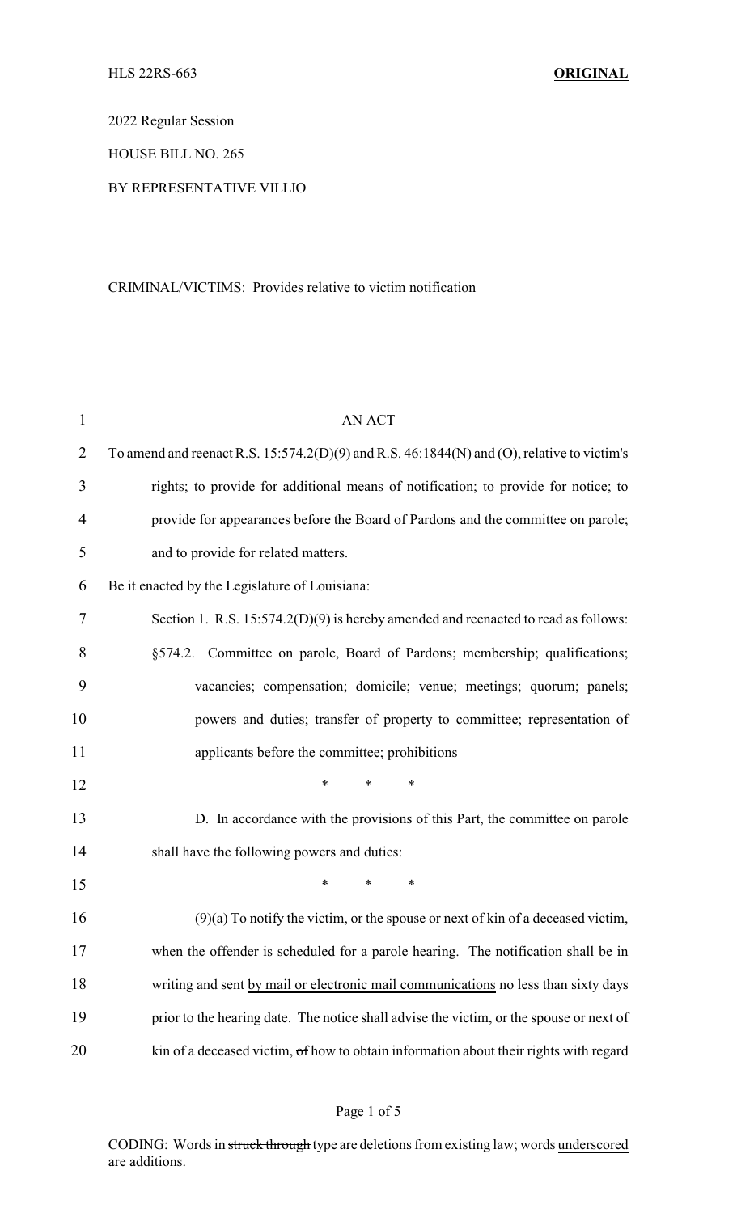HLS 22RS-663 **ORIGINAL**

2022 Regular Session

HOUSE BILL NO. 265

BY REPRESENTATIVE VILLIO

CRIMINAL/VICTIMS: Provides relative to victim notification

AN ACT

To amend and reenact R.S. 15:574.2(D)(9) and R.S. 46:1844(N) and (O), relative to victim's rights; to provide for additional means of notification; to provide for notice; to provide for appearances before the Board of Pardons and the committee on parole; and to provide for related matters.

Be it enacted by the Legislature of Louisiana:

Section 1. R.S. 15:574.2(D)(9) is hereby amended and reenacted to read as follows:

§574.2. Committee on parole, Board of Pardons; membership; qualifications; vacancies; compensation; domicile; venue; meetings; quorum; panels; powers and duties; transfer of property to committee; representation of applicants before the committee; prohibitions

\* \* \*

D. In accordance with the provisions of this Part, the committee on parole shall have the following powers and duties:

\* \* \*

(9)(a) To notify the victim, or the spouse or next of kin of a deceased victim, when the offender is scheduled for a parole hearing. The notification shall be in writing and sent <u>by mail or electronic mail communications</u> no less than sixty days prior to the hearing date. The notice shall advise the victim, or the spouse or next of kin of a deceased victim, ~~of~~ <u>how to obtain information about</u> their rights with regard

CODING: Words in ~~struck through~~ type are deletions from existing law; words <u>underscored</u> are additions.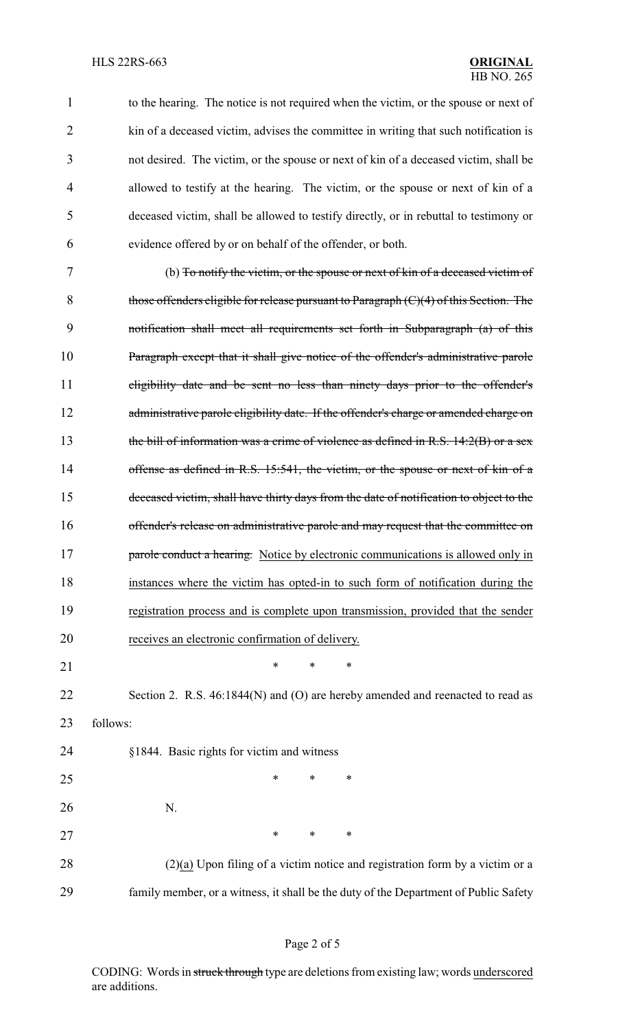to the hearing. The notice is not required when the victim, or the spouse or next of kin of a deceased victim, advises the committee in writing that such notification is not desired. The victim, or the spouse or next of kin of a deceased victim, shall be allowed to testify at the hearing. The victim, or the spouse or next of kin of a deceased victim, shall be allowed to testify directly, or in rebuttal to testimony or evidence offered by or on behalf of the offender, or both.

(b) ~~To notify the victim, or the spouse or next of kin of a deceased victim of those offenders eligible for release pursuant to Paragraph (C)(4) of this Section. The notification shall meet all requirements set forth in Subparagraph (a) of this Paragraph except that it shall give notice of the offender's administrative parole eligibility date and be sent no less than ninety days prior to the offender's administrative parole eligibility date. If the offender's charge or amended charge on the bill of information was a crime of violence as defined in R.S. 14:2(B) or a sex offense as defined in R.S. 15:541, the victim, or the spouse or next of kin of a deceased victim, shall have thirty days from the date of notification to object to the offender's release on administrative parole and may request that the committee on parole conduct a hearing.~~ <u>Notice by electronic communications is allowed only in instances where the victim has opted-in to such form of notification during the registration process and is complete upon transmission, provided that the sender receives an electronic confirmation of delivery.</u>

\* \* \*

Section 2. R.S. 46:1844(N) and (O) are hereby amended and reenacted to read as follows:

§1844. Basic rights for victim and witness

\* \* \*

N.

\* \* \*

(2)<u>(a)</u> Upon filing of a victim notice and registration form by a victim or a family member, or a witness, it shall be the duty of the Department of Public Safety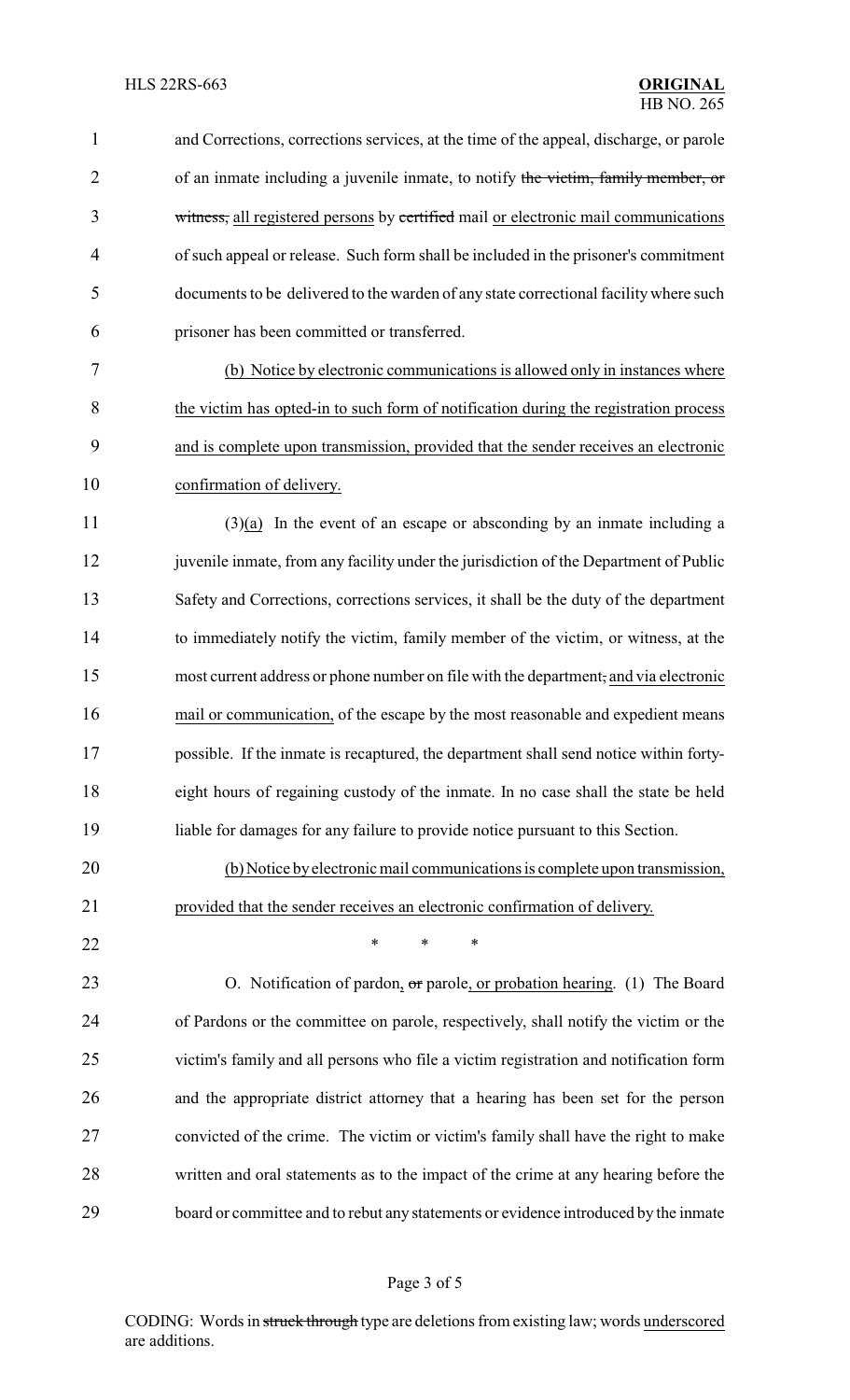and Corrections, corrections services, at the time of the appeal, discharge, or parole of an inmate including a juvenile inmate, to notify ~~the victim, family member, or witness,~~ all registered persons by ~~certified~~ mail or electronic mail communications of such appeal or release. Such form shall be included in the prisoner's commitment documents to be delivered to the warden of any state correctional facility where such prisoner has been committed or transferred.

(b) Notice by electronic communications is allowed only in instances where the victim has opted-in to such form of notification during the registration process and is complete upon transmission, provided that the sender receives an electronic confirmation of delivery.

(3)(a) In the event of an escape or absconding by an inmate including a juvenile inmate, from any facility under the jurisdiction of the Department of Public Safety and Corrections, corrections services, it shall be the duty of the department to immediately notify the victim, family member of the victim, or witness, at the most current address or phone number on file with the department~~,~~ and via electronic mail or communication, of the escape by the most reasonable and expedient means possible. If the inmate is recaptured, the department shall send notice within forty-eight hours of regaining custody of the inmate. In no case shall the state be held liable for damages for any failure to provide notice pursuant to this Section.

(b) Notice by electronic mail communications is complete upon transmission, provided that the sender receives an electronic confirmation of delivery.

\* \* \*

O. Notification of pardon, ~~or~~ parole, or probation hearing. (1) The Board of Pardons or the committee on parole, respectively, shall notify the victim or the victim's family and all persons who file a victim registration and notification form and the appropriate district attorney that a hearing has been set for the person convicted of the crime. The victim or victim's family shall have the right to make written and oral statements as to the impact of the crime at any hearing before the board or committee and to rebut any statements or evidence introduced by the inmate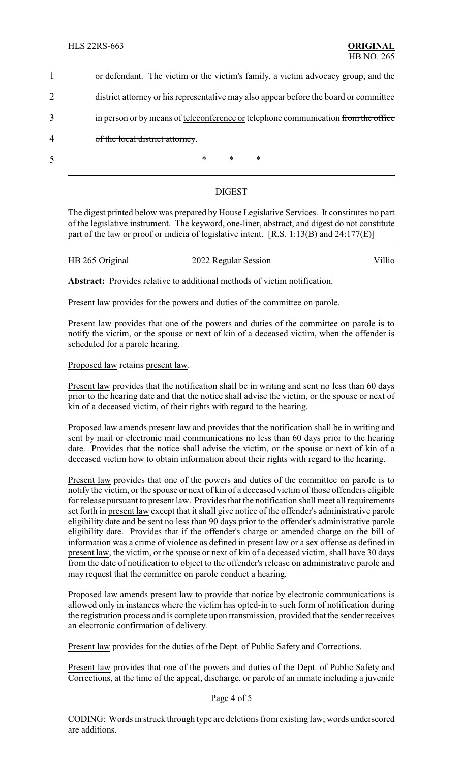1 or defendant. The victim or the victim's family, a victim advocacy group, and the

2 district attorney or his representative may also appear before the board or committee

3 in person or by means of <u>teleconference or</u> telephone communication ~~from the office~~

4 ~~of the local district attorney~~.

5 \* \* \*

---

## DIGEST

The digest printed below was prepared by House Legislative Services. It constitutes no part of the legislative instrument. The keyword, one-liner, abstract, and digest do not constitute part of the law or proof or indicia of legislative intent. [R.S. 1:13(B) and 24:177(E)]

| HB 265 Original | 2022 Regular Session | Villio |
|---|---|---|

**Abstract:** Provides relative to additional methods of victim notification.

<u>Present law</u> provides for the powers and duties of the committee on parole.

<u>Present law</u> provides that one of the powers and duties of the committee on parole is to notify the victim, or the spouse or next of kin of a deceased victim, when the offender is scheduled for a parole hearing.

<u>Proposed law</u> retains <u>present law</u>.

<u>Present law</u> provides that the notification shall be in writing and sent no less than 60 days prior to the hearing date and that the notice shall advise the victim, or the spouse or next of kin of a deceased victim, of their rights with regard to the hearing.

<u>Proposed law</u> amends <u>present law</u> and provides that the notification shall be in writing and sent by mail or electronic mail communications no less than 60 days prior to the hearing date. Provides that the notice shall advise the victim, or the spouse or next of kin of a deceased victim how to obtain information about their rights with regard to the hearing.

<u>Present law</u> provides that one of the powers and duties of the committee on parole is to notify the victim, or the spouse or next of kin of a deceased victim of those offenders eligible for release pursuant to <u>present law</u>. Provides that the notification shall meet all requirements set forth in <u>present law</u> except that it shall give notice of the offender's administrative parole eligibility date and be sent no less than 90 days prior to the offender's administrative parole eligibility date. Provides that if the offender's charge or amended charge on the bill of information was a crime of violence as defined in <u>present law</u> or a sex offense as defined in <u>present law</u>, the victim, or the spouse or next of kin of a deceased victim, shall have 30 days from the date of notification to object to the offender's release on administrative parole and may request that the committee on parole conduct a hearing.

<u>Proposed law</u> amends <u>present law</u> to provide that notice by electronic communications is allowed only in instances where the victim has opted-in to such form of notification during the registration process and is complete upon transmission, provided that the sender receives an electronic confirmation of delivery.

<u>Present law</u> provides for the duties of the Dept. of Public Safety and Corrections.

<u>Present law</u> provides that one of the powers and duties of the Dept. of Public Safety and Corrections, at the time of the appeal, discharge, or parole of an inmate including a juvenile

CODING: Words in ~~struck through~~ type are deletions from existing law; words <u>underscored</u> are additions.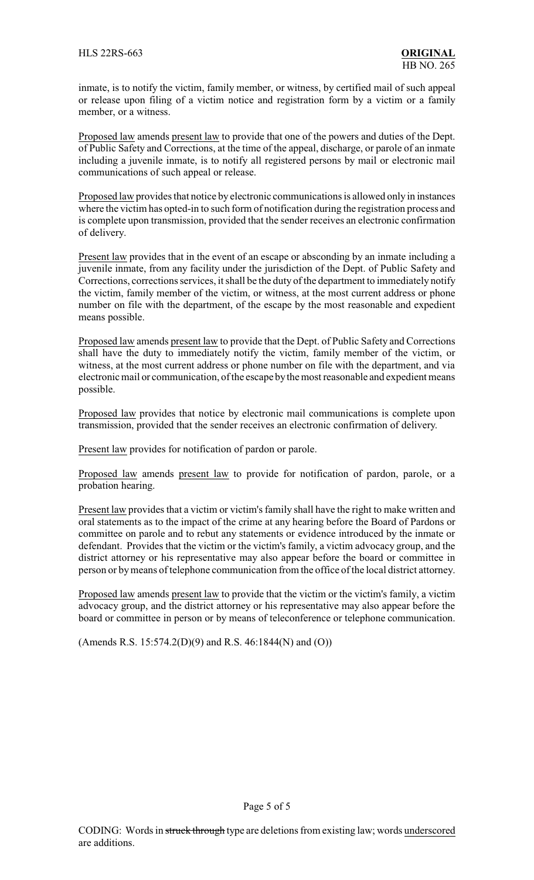inmate, is to notify the victim, family member, or witness, by certified mail of such appeal or release upon filing of a victim notice and registration form by a victim or a family member, or a witness.

Proposed law amends present law to provide that one of the powers and duties of the Dept. of Public Safety and Corrections, at the time of the appeal, discharge, or parole of an inmate including a juvenile inmate, is to notify all registered persons by mail or electronic mail communications of such appeal or release.

Proposed law provides that notice by electronic communications is allowed only in instances where the victim has opted-in to such form of notification during the registration process and is complete upon transmission, provided that the sender receives an electronic confirmation of delivery.

Present law provides that in the event of an escape or absconding by an inmate including a juvenile inmate, from any facility under the jurisdiction of the Dept. of Public Safety and Corrections, corrections services, it shall be the duty of the department to immediately notify the victim, family member of the victim, or witness, at the most current address or phone number on file with the department, of the escape by the most reasonable and expedient means possible.

Proposed law amends present law to provide that the Dept. of Public Safety and Corrections shall have the duty to immediately notify the victim, family member of the victim, or witness, at the most current address or phone number on file with the department, and via electronic mail or communication, of the escape by the most reasonable and expedient means possible.

Proposed law provides that notice by electronic mail communications is complete upon transmission, provided that the sender receives an electronic confirmation of delivery.

Present law provides for notification of pardon or parole.

Proposed law amends present law to provide for notification of pardon, parole, or a probation hearing.

Present law provides that a victim or victim's family shall have the right to make written and oral statements as to the impact of the crime at any hearing before the Board of Pardons or committee on parole and to rebut any statements or evidence introduced by the inmate or defendant. Provides that the victim or the victim's family, a victim advocacy group, and the district attorney or his representative may also appear before the board or committee in person or by means of telephone communication from the office of the local district attorney.

Proposed law amends present law to provide that the victim or the victim's family, a victim advocacy group, and the district attorney or his representative may also appear before the board or committee in person or by means of teleconference or telephone communication.

(Amends R.S. 15:574.2(D)(9) and R.S. 46:1844(N) and (O))

CODING: Words in ~~struck through~~ type are deletions from existing law; words underscored are additions.